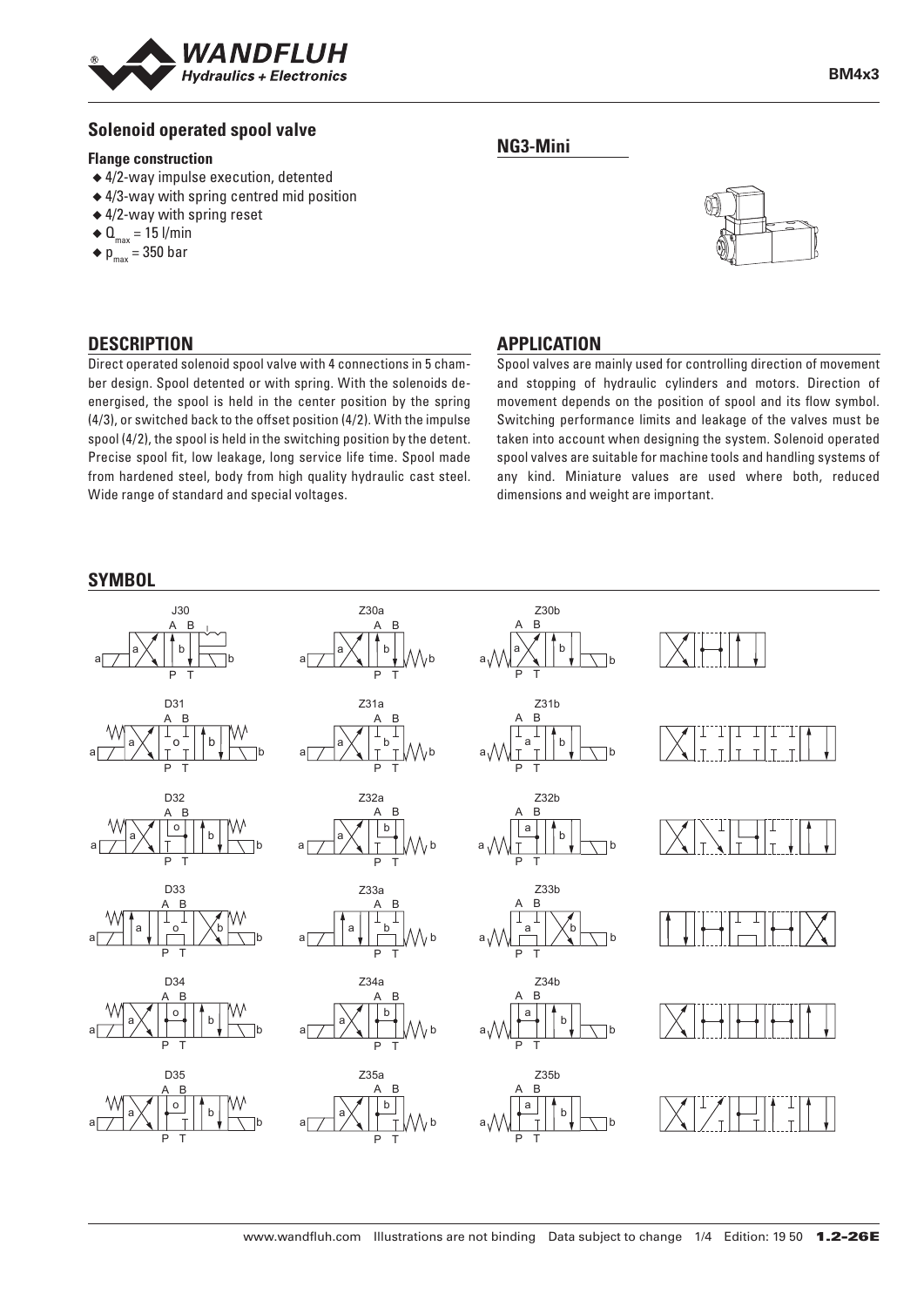# Solenoid operated spool valve

**NG3-Mini**

**Flange construction**

- 4/2-way impulse execution, detented
- 4/3-way with spring centred mid position
- 4/2-way with spring reset
- $Q_{max}$ = 15 l/min
- $p_{max}$ = 350 bar

## DESCRIPTION

Direct operated solenoid spool valve with 4 connections in 5 chamber design. Spool detented or with spring. With the solenoids de-energised, the spool is held in the center position by the spring (4/3), or switched back to the offset position (4/2). With the impulse spool (4/2), the spool is held in the switching position by the detent. Precise spool fit, low leakage, long service life time. Spool made from hardened steel, body from high quality hydraulic cast steel. Wide range of standard and special voltages.

## APPLICATION

Spool valves are mainly used for controlling direction of movement and stopping of hydraulic cylinders and motors. Direction of movement depends on the position of spool and its flow symbol. Switching performance limits and leakage of the valves must be taken into account when designing the system. Solenoid operated spool valves are suitable for machine tools and handling systems of any kind. Miniature values are used where both, reduced dimensions and weight are important.

## SYMBOL

| | | |
|---|---|---|
| J30 | Z30a | Z30b |
| D31 | Z31a | Z31b |
| D32 | Z32a | Z32b |
| D33 | Z33a | Z33b |
| D34 | Z34a | Z34b |
| D35 | Z35a | Z35b |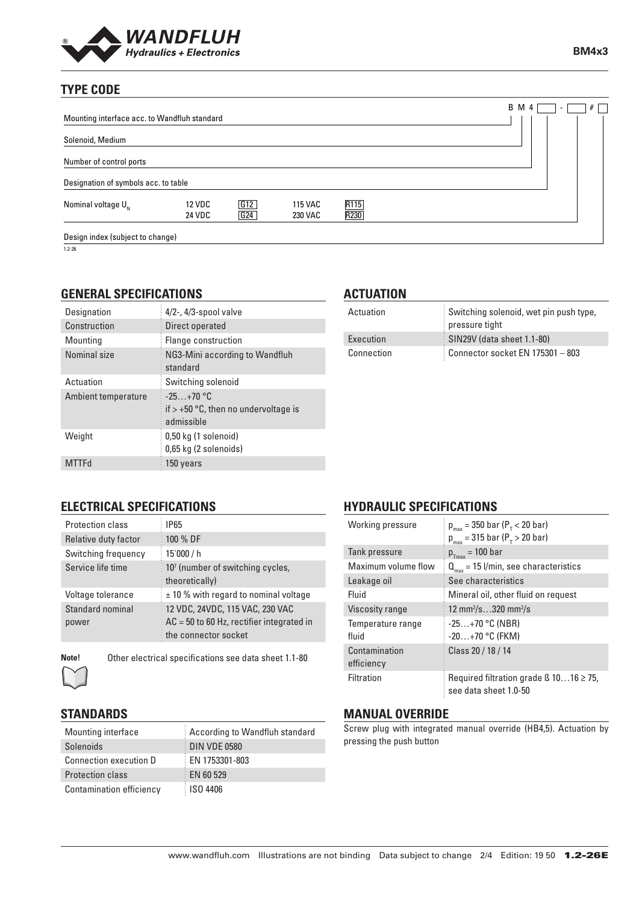## TYPE CODE

B M 4 [ ] - [ ] # [ ]

| | | | | |
|---|---|---|---|---|
| Mounting interface acc. to Wandfluh standard | | | | |
| Solenoid, Medium | | | | |
| Number of control ports | | | | |
| Designation of symbols acc. to table | | | | |
| Nominal voltage $U_N$ | 12 VDC | G12 | 115 VAC | R115 |
| | 24 VDC | G24 | 230 VAC | R230 |
| Design index (subject to change) | | | | |

1.2-26

## GENERAL SPECIFICATIONS

| | |
|---|---|
| Designation | 4/2-, 4/3-spool valve |
| Construction | Direct operated |
| Mounting | Flange construction |
| Nominal size | NG3-Mini according to Wandfluh standard |
| Actuation | Switching solenoid |
| Ambient temperature | -25…+70 °C<br>if > +50 °C, then no undervoltage is admissible |
| Weight | 0,50 kg (1 solenoid)<br>0,65 kg (2 solenoids) |
| MTTFd | 150 years |

## ACTUATION

| | |
|---|---|
| Actuation | Switching solenoid, wet pin push type, pressure tight |
| Execution | SIN29V (data sheet 1.1-80) |
| Connection | Connector socket EN 175301 – 803 |

## ELECTRICAL SPECIFICATIONS

| | |
|---|---|
| Protection class | IP65 |
| Relative duty factor | 100 % DF |
| Switching frequency | 15'000 / h |
| Service life time | $10^7$ (number of switching cycles, theoretically) |
| Voltage tolerance | ± 10 % with regard to nominal voltage |
| Standard nominal power | 12 VDC, 24VDC, 115 VAC, 230 VAC<br>AC = 50 to 60 Hz, rectifier integrated in the connector socket |

**Note!** Other electrical specifications see data sheet 1.1-80

## HYDRAULIC SPECIFICATIONS

| | |
|---|---|
| Working pressure | $p_{max}$ = 350 bar ($P_T$ < 20 bar)<br>$p_{max}$ = 315 bar ($P_T$ > 20 bar) |
| Tank pressure | $p_{Tmax}$ = 100 bar |
| Maximum volume flow | $Q_{max}$ = 15 l/min, see characteristics |
| Leakage oil | See characteristics |
| Fluid | Mineral oil, other fluid on request |
| Viscosity range | 12 mm²/s…320 mm²/s |
| Temperature range fluid | -25…+70 °C (NBR)<br>-20…+70 °C (FKM) |
| Contamination efficiency | Class 20 / 18 / 14 |
| Filtration | Required filtration grade ß 10…16 ≥ 75, see data sheet 1.0-50 |

## STANDARDS

| | |
|---|---|
| Mounting interface | According to Wandfluh standard |
| Solenoids | DIN VDE 0580 |
| Connection execution D | EN 1753301-803 |
| Protection class | EN 60 529 |
| Contamination efficiency | ISO 4406 |

## MANUAL OVERRIDE

Screw plug with integrated manual override (HB4,5). Actuation by pressing the push button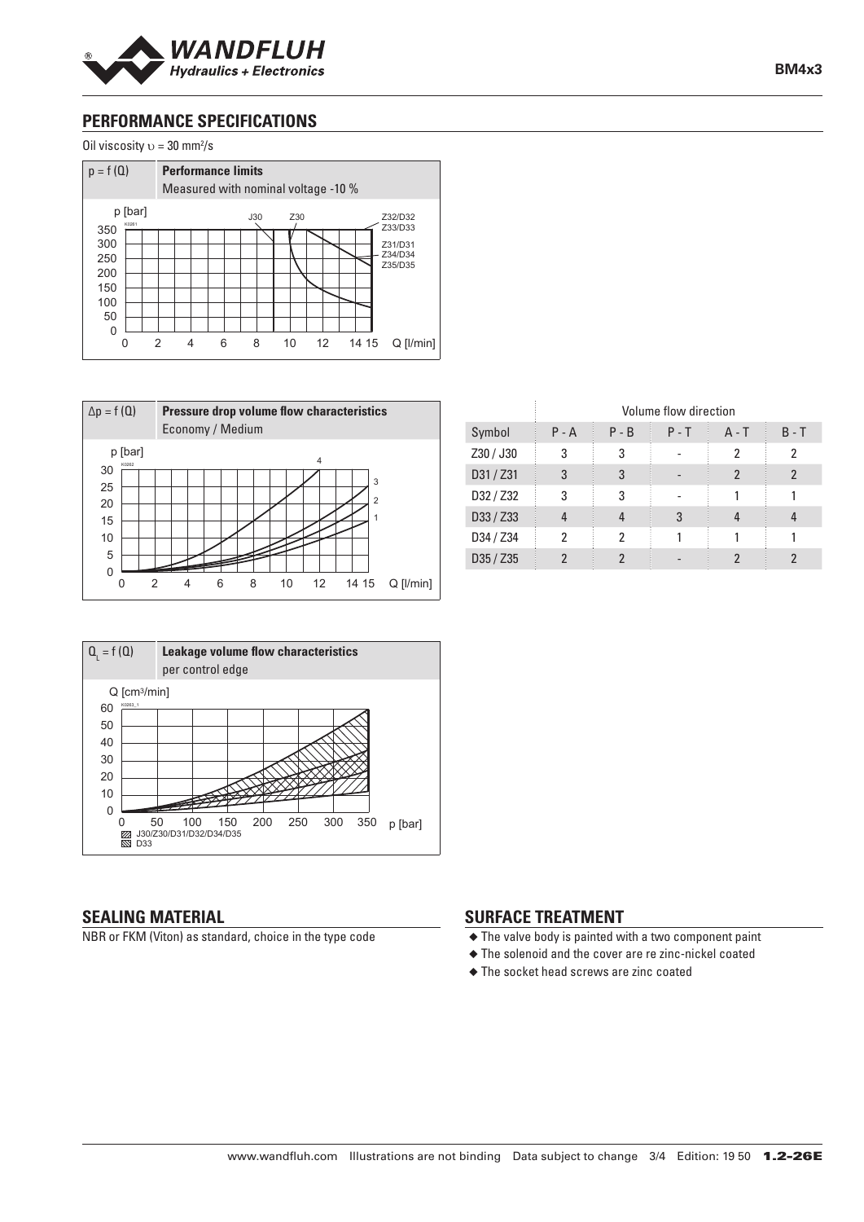## PERFORMANCE SPECIFICATIONS

Oil viscosity $\upsilon$ = 30 mm²/s

$p = f(Q)$ **Performance limits**
Measured with nominal voltage -10 %

$\Delta p = f(Q)$ **Pressure drop volume flow characteristics**
Economy / Medium

| | Volume flow direction | | | | |
|---|---|---|---|---|---|
| Symbol | P - A | P - B | P - T | A - T | B - T |
| Z30 / J30 | 3 | 3 | - | 2 | 2 |
| D31 / Z31 | 3 | 3 | - | 2 | 2 |
| D32 / Z32 | 3 | 3 | - | 1 | 1 |
| D33 / Z33 | 4 | 4 | 3 | 4 | 4 |
| D34 / Z34 | 2 | 2 | 1 | 1 | 1 |
| D35 / Z35 | 2 | 2 | - | 2 | 2 |

$Q_L = f(Q)$ **Leakage volume flow characteristics**
per control edge

J30/Z30/D31/D32/D34/D35
D33

## SEALING MATERIAL

NBR or FKM (Viton) as standard, choice in the type code

## SURFACE TREATMENT

- The valve body is painted with a two component paint
- The solenoid and the cover are re zinc-nickel coated
- The socket head screws are zinc coated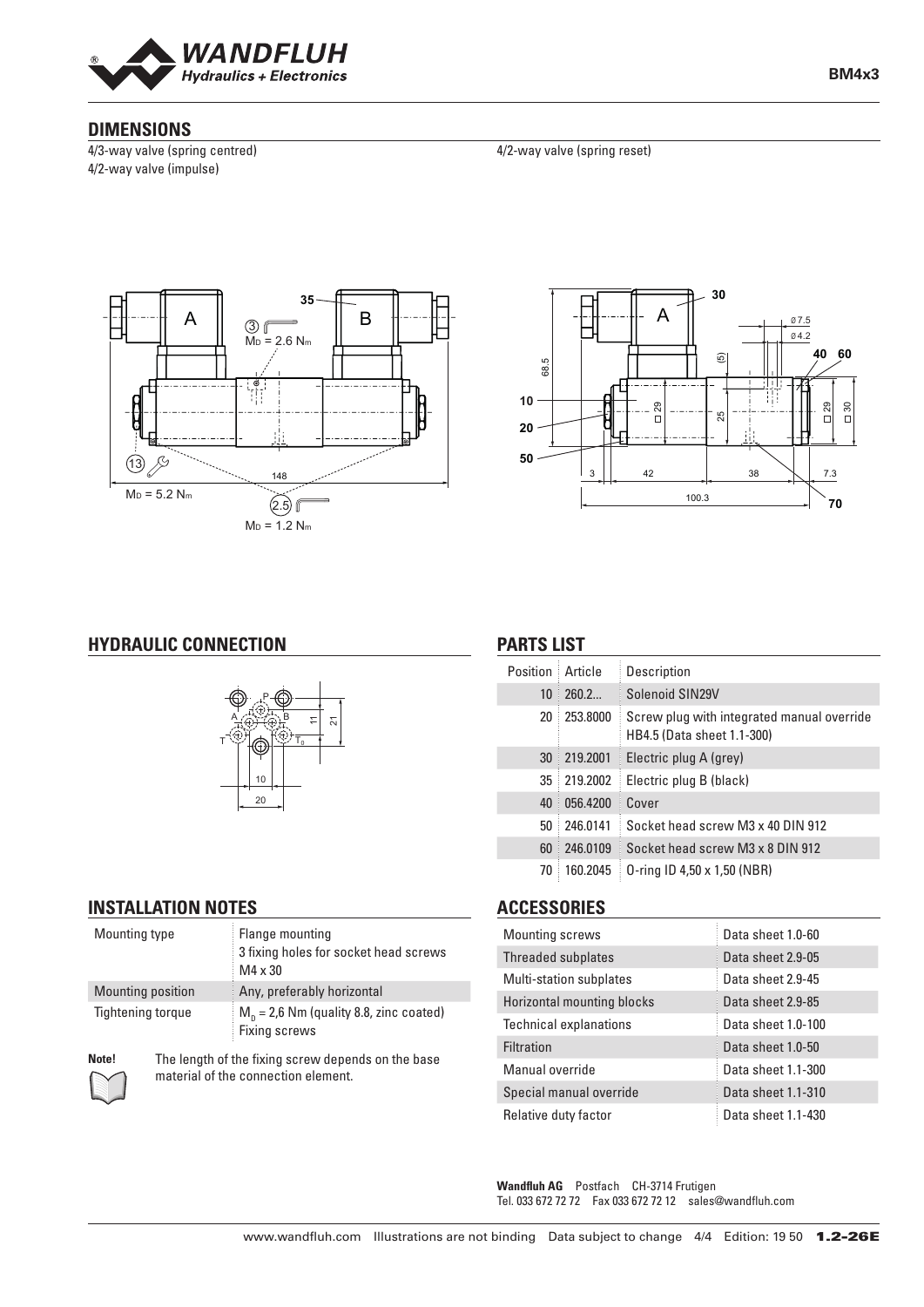## DIMENSIONS

4/3-way valve (spring centred)
4/2-way valve (impulse)

4/2-way valve (spring reset)

35
A
B
3
$M_D$ = 2.6 Nm
13
148
$M_D$ = 5.2 Nm
2.5
$M_D$ = 1.2 Nm

30
A
68.5
10
20
50
(5)
ø 7.5
ø 4.2
40
60
□ 29
25
□ 29
□ 30
3
42
38
7.3
100.3
70

## HYDRAULIC CONNECTION

P
A
B
T
$T_0$
11
21
10
20

## PARTS LIST

| Position | Article | Description |
|---|---|---|
| 10 | 260.2... | Solenoid SIN29V |
| 20 | 253.8000 | Screw plug with integrated manual override HB4.5 (Data sheet 1.1-300) |
| 30 | 219.2001 | Electric plug A (grey) |
| 35 | 219.2002 | Electric plug B (black) |
| 40 | 056.4200 | Cover |
| 50 | 246.0141 | Socket head screw M3 x 40 DIN 912 |
| 60 | 246.0109 | Socket head screw M3 x 8 DIN 912 |
| 70 | 160.2045 | O-ring ID 4,50 x 1,50 (NBR) |

## INSTALLATION NOTES

| | |
|---|---|
| Mounting type | Flange mounting<br>3 fixing holes for socket head screws M4 x 30 |
| Mounting position | Any, preferably horizontal |
| Tightening torque | $M_D$ = 2,6 Nm (quality 8.8, zinc coated)<br>Fixing screws |

**Note!** The length of the fixing screw depends on the base material of the connection element.

## ACCESSORIES

| | |
|---|---|
| Mounting screws | Data sheet 1.0-60 |
| Threaded subplates | Data sheet 2.9-05 |
| Multi-station subplates | Data sheet 2.9-45 |
| Horizontal mounting blocks | Data sheet 2.9-85 |
| Technical explanations | Data sheet 1.0-100 |
| Filtration | Data sheet 1.0-50 |
| Manual override | Data sheet 1.1-300 |
| Special manual override | Data sheet 1.1-310 |
| Relative duty factor | Data sheet 1.1-430 |

**Wandfluh AG** Postfach CH-3714 Frutigen
Tel. 033 672 72 72 Fax 033 672 72 12 sales@wandfluh.com